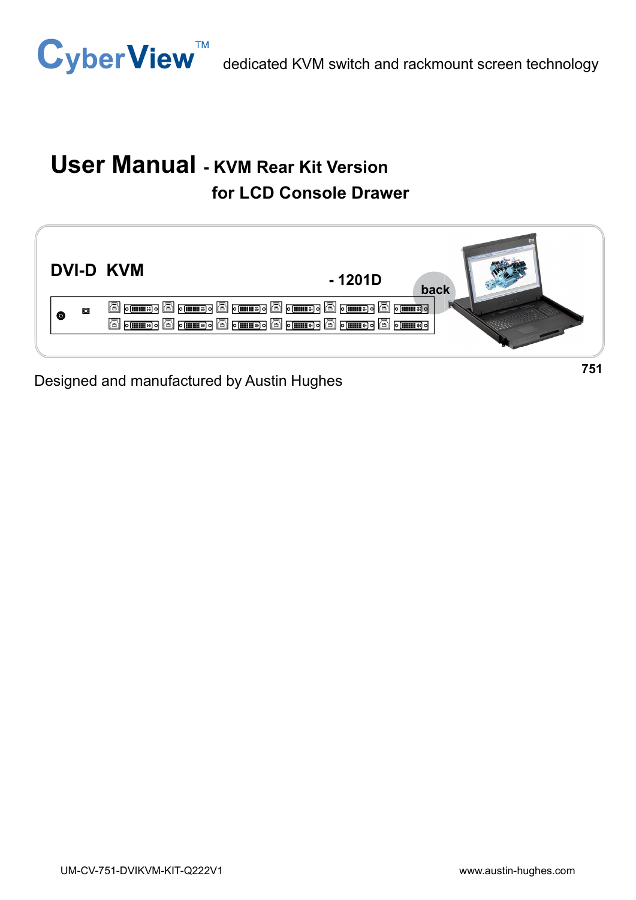CyberView™ dedicated KVM switch and rackmount screen technology

# User Manual - KVM Rear Kit Version for LCD Console Drawer

**DVI-D KVM**

**- 1201D**

back

**751**

Designed and manufactured by Austin Hughes

UM-CV-751-DVIKVM-KIT-Q222V1

www.austin-hughes.com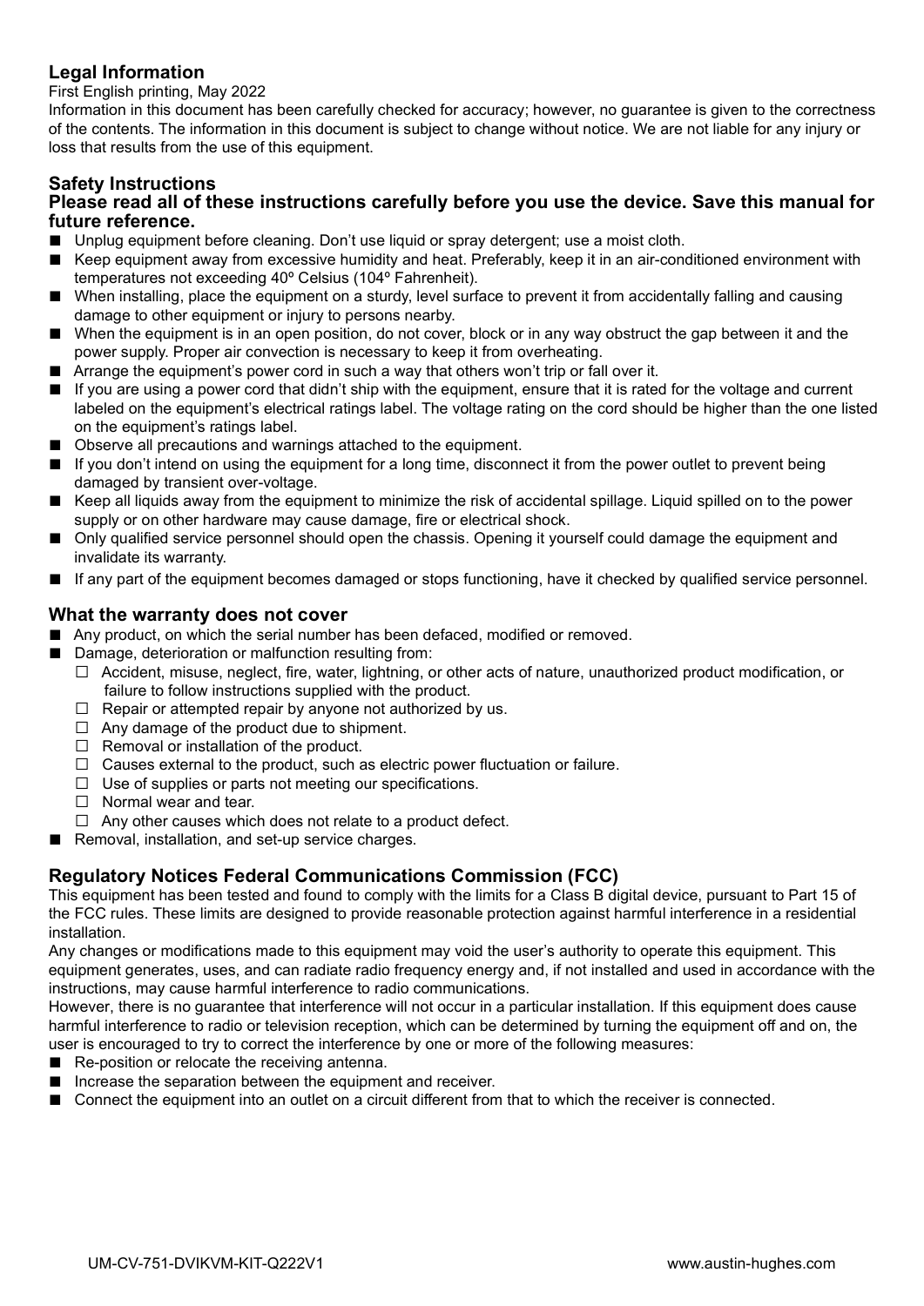## Legal Information

First English printing, May 2022

Information in this document has been carefully checked for accuracy; however, no guarantee is given to the correctness of the contents. The information in this document is subject to change without notice. We are not liable for any injury or loss that results from the use of this equipment.

## Safety Instructions

**Please read all of these instructions carefully before you use the device. Save this manual for future reference.**

- Unplug equipment before cleaning. Don't use liquid or spray detergent; use a moist cloth.
- Keep equipment away from excessive humidity and heat. Preferably, keep it in an air-conditioned environment with temperatures not exceeding 40º Celsius (104º Fahrenheit).
- When installing, place the equipment on a sturdy, level surface to prevent it from accidentally falling and causing damage to other equipment or injury to persons nearby.
- When the equipment is in an open position, do not cover, block or in any way obstruct the gap between it and the power supply. Proper air convection is necessary to keep it from overheating.
- Arrange the equipment's power cord in such a way that others won't trip or fall over it.
- If you are using a power cord that didn't ship with the equipment, ensure that it is rated for the voltage and current labeled on the equipment's electrical ratings label. The voltage rating on the cord should be higher than the one listed on the equipment's ratings label.
- Observe all precautions and warnings attached to the equipment.
- If you don't intend on using the equipment for a long time, disconnect it from the power outlet to prevent being damaged by transient over-voltage.
- Keep all liquids away from the equipment to minimize the risk of accidental spillage. Liquid spilled on to the power supply or on other hardware may cause damage, fire or electrical shock.
- Only qualified service personnel should open the chassis. Opening it yourself could damage the equipment and invalidate its warranty.
- If any part of the equipment becomes damaged or stops functioning, have it checked by qualified service personnel.

## What the warranty does not cover

- Any product, on which the serial number has been defaced, modified or removed.
- Damage, deterioration or malfunction resulting from:
  - Accident, misuse, neglect, fire, water, lightning, or other acts of nature, unauthorized product modification, or failure to follow instructions supplied with the product.
  - Repair or attempted repair by anyone not authorized by us.
  - Any damage of the product due to shipment.
  - Removal or installation of the product.
  - Causes external to the product, such as electric power fluctuation or failure.
  - Use of supplies or parts not meeting our specifications.
  - Normal wear and tear.
  - Any other causes which does not relate to a product defect.
- Removal, installation, and set-up service charges.

## Regulatory Notices Federal Communications Commission (FCC)

This equipment has been tested and found to comply with the limits for a Class B digital device, pursuant to Part 15 of the FCC rules. These limits are designed to provide reasonable protection against harmful interference in a residential installation.

Any changes or modifications made to this equipment may void the user's authority to operate this equipment. This equipment generates, uses, and can radiate radio frequency energy and, if not installed and used in accordance with the instructions, may cause harmful interference to radio communications.

However, there is no guarantee that interference will not occur in a particular installation. If this equipment does cause harmful interference to radio or television reception, which can be determined by turning the equipment off and on, the user is encouraged to try to correct the interference by one or more of the following measures:

- Re-position or relocate the receiving antenna.
- Increase the separation between the equipment and receiver.
- Connect the equipment into an outlet on a circuit different from that to which the receiver is connected.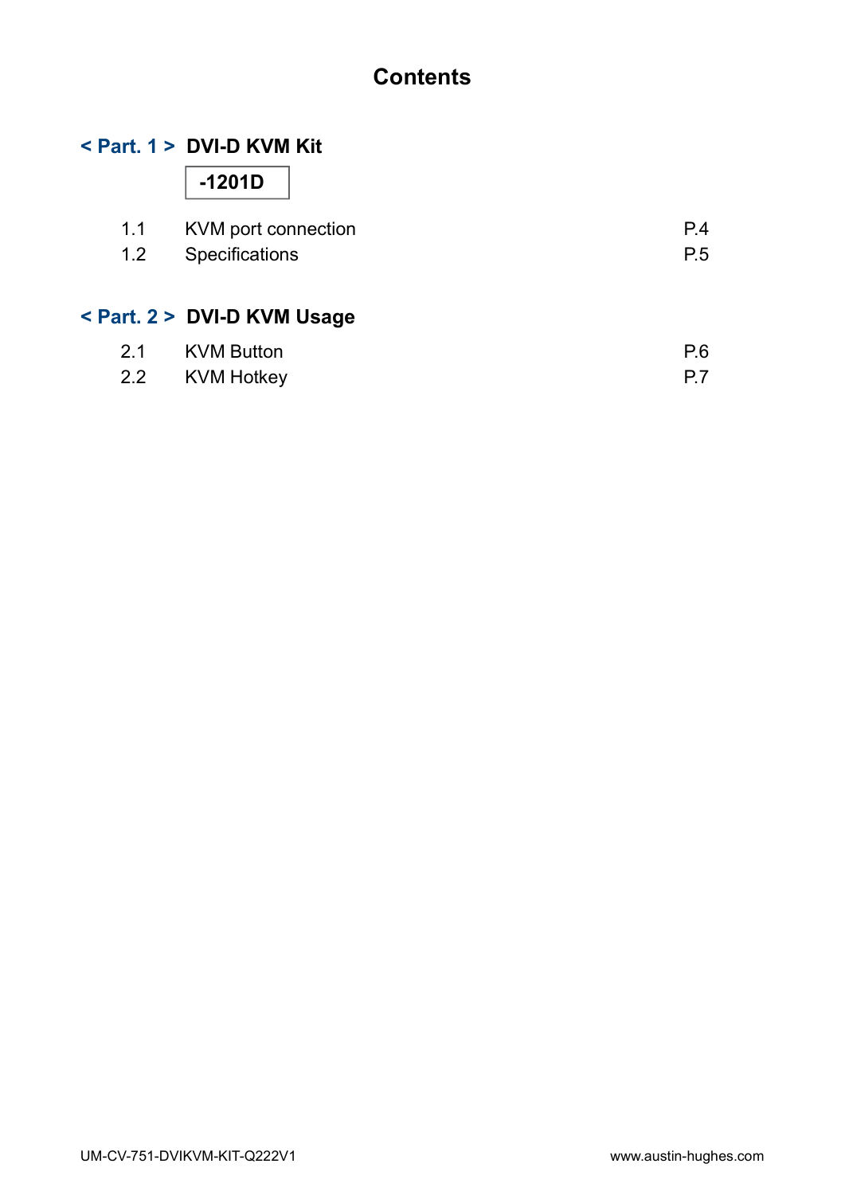# Contents

## < Part. 1 > DVI-D KVM Kit

**-1201D**

| | | |
|---|---|---|
| 1.1 | KVM port connection | P.4 |
| 1.2 | Specifications | P.5 |

## < Part. 2 > DVI-D KVM Usage

| | | |
|---|---|---|
| 2.1 | KVM Button | P.6 |
| 2.2 | KVM Hotkey | P.7 |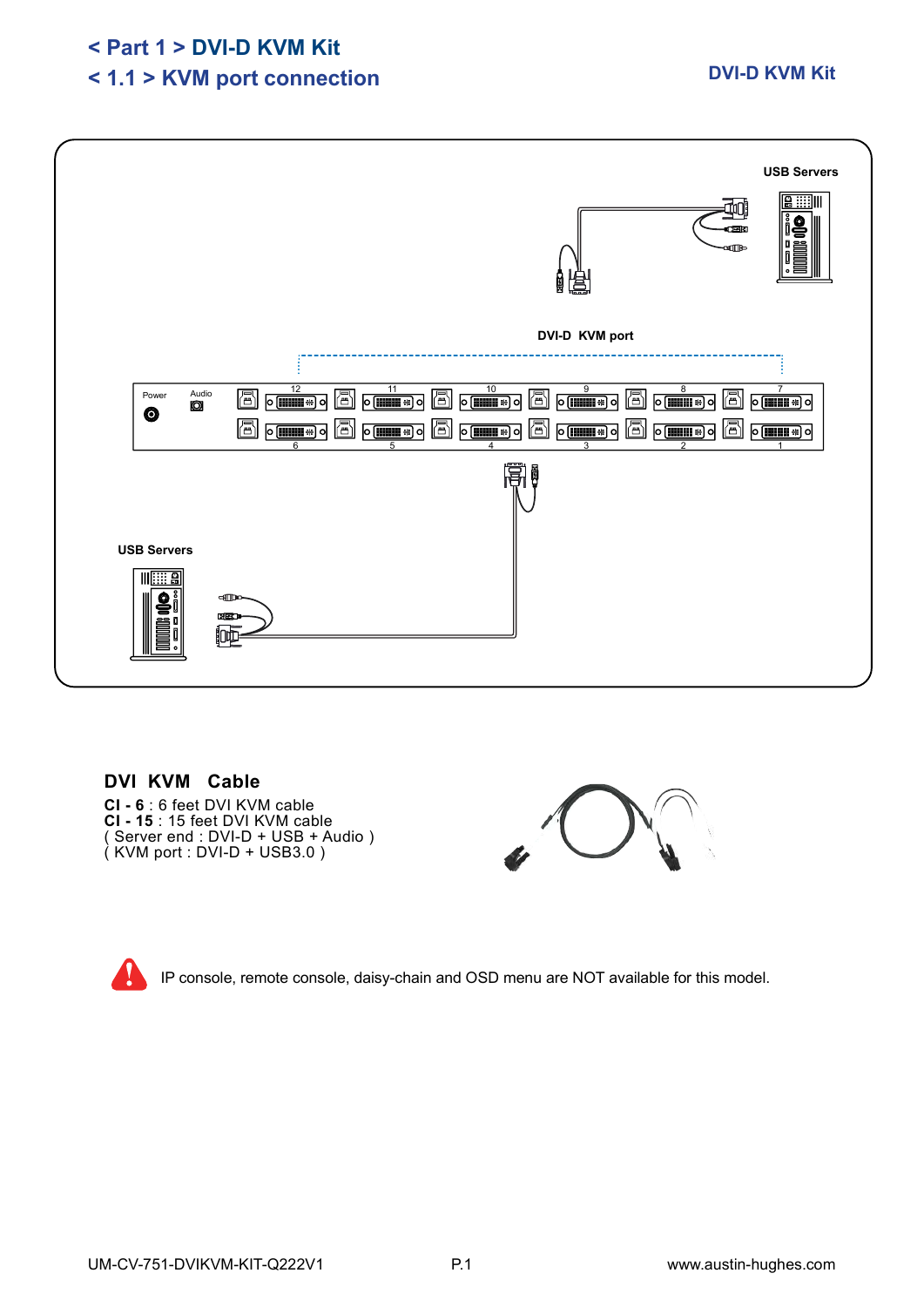# < Part 1 > DVI-D KVM Kit

## < 1.1 > KVM port connection

USB Servers

DVI-D KVM port

Power

Audio

12 11 10 9 8 7

6 5 4 3 2 1

USB Servers

### DVI KVM Cable

**CI - 6** : 6 feet DVI KVM cable
**CI - 15** : 15 feet DVI KVM cable
( Server end : DVI-D + USB + Audio )
( KVM port : DVI-D + USB3.0 )

IP console, remote console, daisy-chain and OSD menu are NOT available for this model.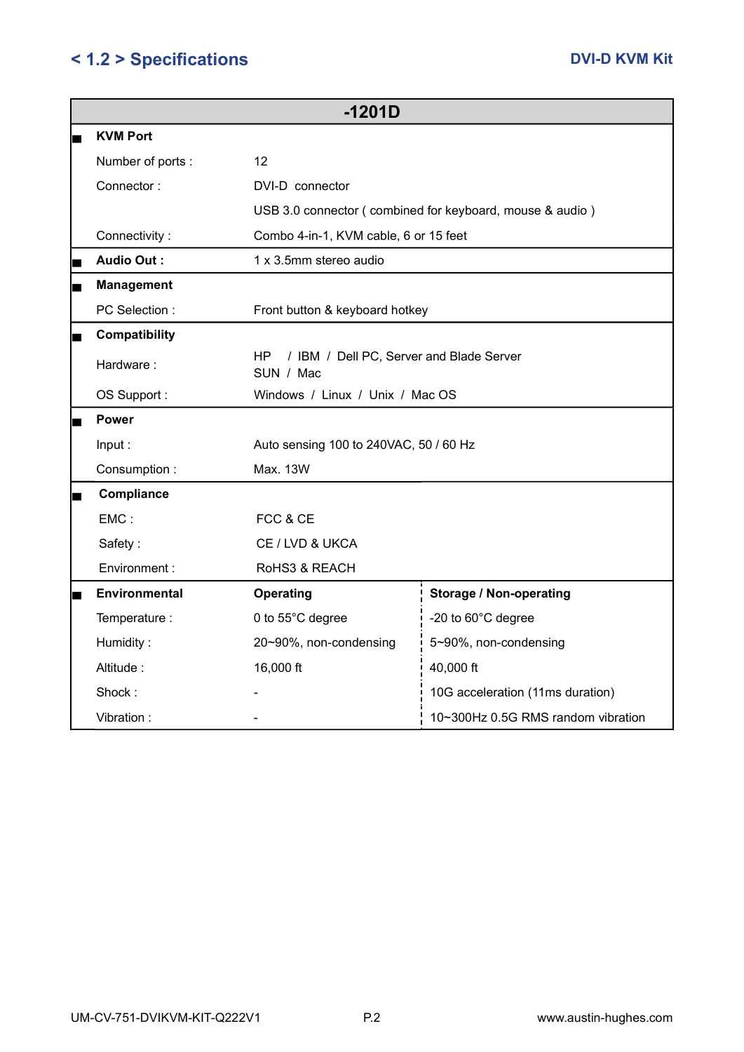## < 1.2 > Specifications

| -1201D | | |
|---|---|---|
| **KVM Port** | | |
| Number of ports : | 12 | |
| Connector : | DVI-D connector | |
| | USB 3.0 connector ( combined for keyboard, mouse & audio ) | |
| Connectivity : | Combo 4-in-1, KVM cable, 6 or 15 feet | |
| **Audio Out :** | 1 x 3.5mm stereo audio | |
| **Management** | | |
| PC Selection : | Front button & keyboard hotkey | |
| **Compatibility** | | |
| Hardware : | HP / IBM / Dell PC, Server and Blade Server<br>SUN / Mac | |
| OS Support : | Windows / Linux / Unix / Mac OS | |
| **Power** | | |
| Input : | Auto sensing 100 to 240VAC, 50 / 60 Hz | |
| Consumption : | Max. 13W | |
| **Compliance** | | |
| EMC : | FCC & CE | |
| Safety : | CE / LVD & UKCA | |
| Environment : | RoHS3 & REACH | |
| **Environmental** | **Operating** | **Storage / Non-operating** |
| Temperature : | 0 to 55°C degree | -20 to 60°C degree |
| Humidity : | 20~90%, non-condensing | 5~90%, non-condensing |
| Altitude : | 16,000 ft | 40,000 ft |
| Shock : | - | 10G acceleration (11ms duration) |
| Vibration : | - | 10~300Hz 0.5G RMS random vibration |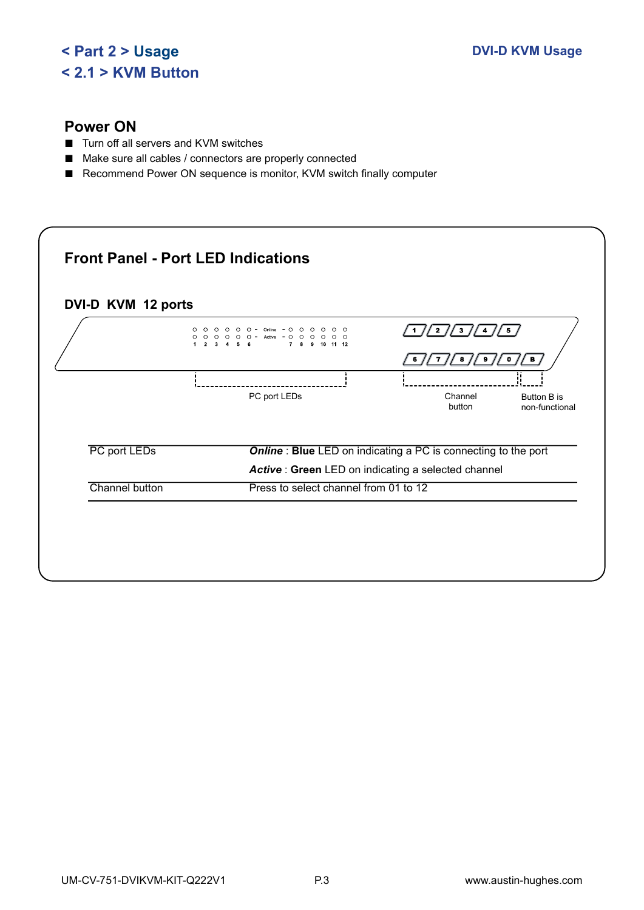# < Part 2 > Usage

## < 2.1 > KVM Button

DVI-D KVM Usage

### Power ON

- Turn off all servers and KVM switches
- Make sure all cables / connectors are properly connected
- Recommend Power ON sequence is monitor, KVM switch finally computer

### Front Panel - Port LED Indications

**DVI-D KVM 12 ports**

Online
Active
1 2 3 4 5 6 7 8 9 10 11 12

1 2 3 4 5
6 7 8 9 0 B

PC port LEDs

Channel button

Button B is non-functional

| | |
|---|---|
| PC port LEDs | ***Online*** : **Blue** LED on indicating a PC is connecting to the port<br>***Active*** : **Green** LED on indicating a selected channel |
| Channel button | Press to select channel from 01 to 12 |

UM-CV-751-DVIKVM-KIT-Q222V1

www.austin-hughes.com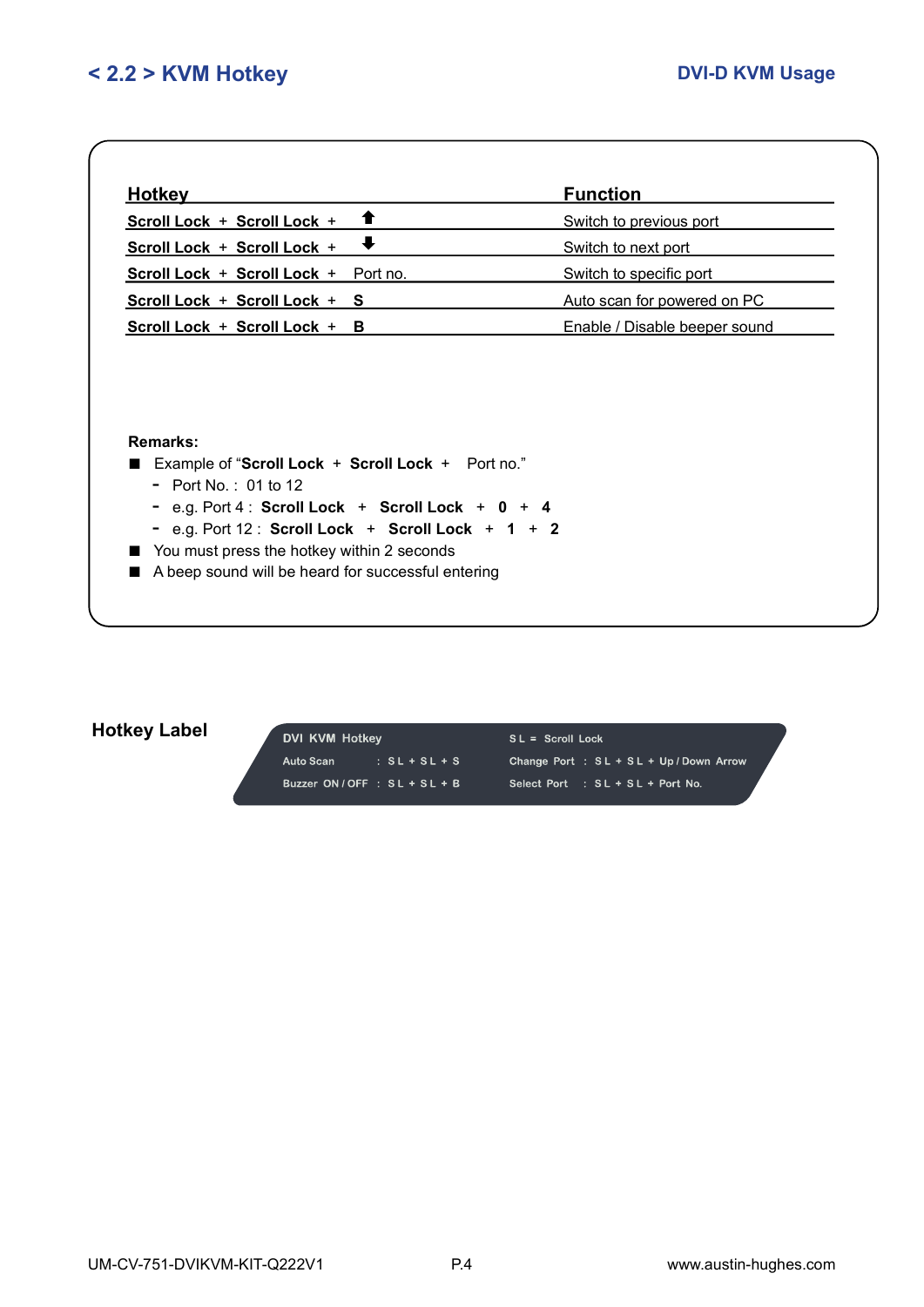## < 2.2 > KVM Hotkey

| Hotkey | Function |
|---|---|
| Scroll Lock + Scroll Lock + ⬆ | Switch to previous port |
| Scroll Lock + Scroll Lock + ⬇ | Switch to next port |
| Scroll Lock + Scroll Lock + Port no. | Switch to specific port |
| Scroll Lock + Scroll Lock + S | Auto scan for powered on PC |
| Scroll Lock + Scroll Lock + B | Enable / Disable beeper sound |

**Remarks:**

- Example of "**Scroll Lock** + **Scroll Lock** + Port no."
  - Port No. : 01 to 12
  - e.g. Port 4 : **Scroll Lock** + **Scroll Lock** + **0** + **4**
  - e.g. Port 12 : **Scroll Lock** + **Scroll Lock** + **1** + **2**
- You must press the hotkey within 2 seconds
- A beep sound will be heard for successful entering

**Hotkey Label**

DVI KVM Hotkey

S L = Scroll Lock

| | |
|---|---|
| Auto Scan : S L + S L + S | Change Port : S L + S L + Up / Down Arrow |
| Buzzer ON / OFF : S L + S L + B | Select Port : S L + S L + Port No. |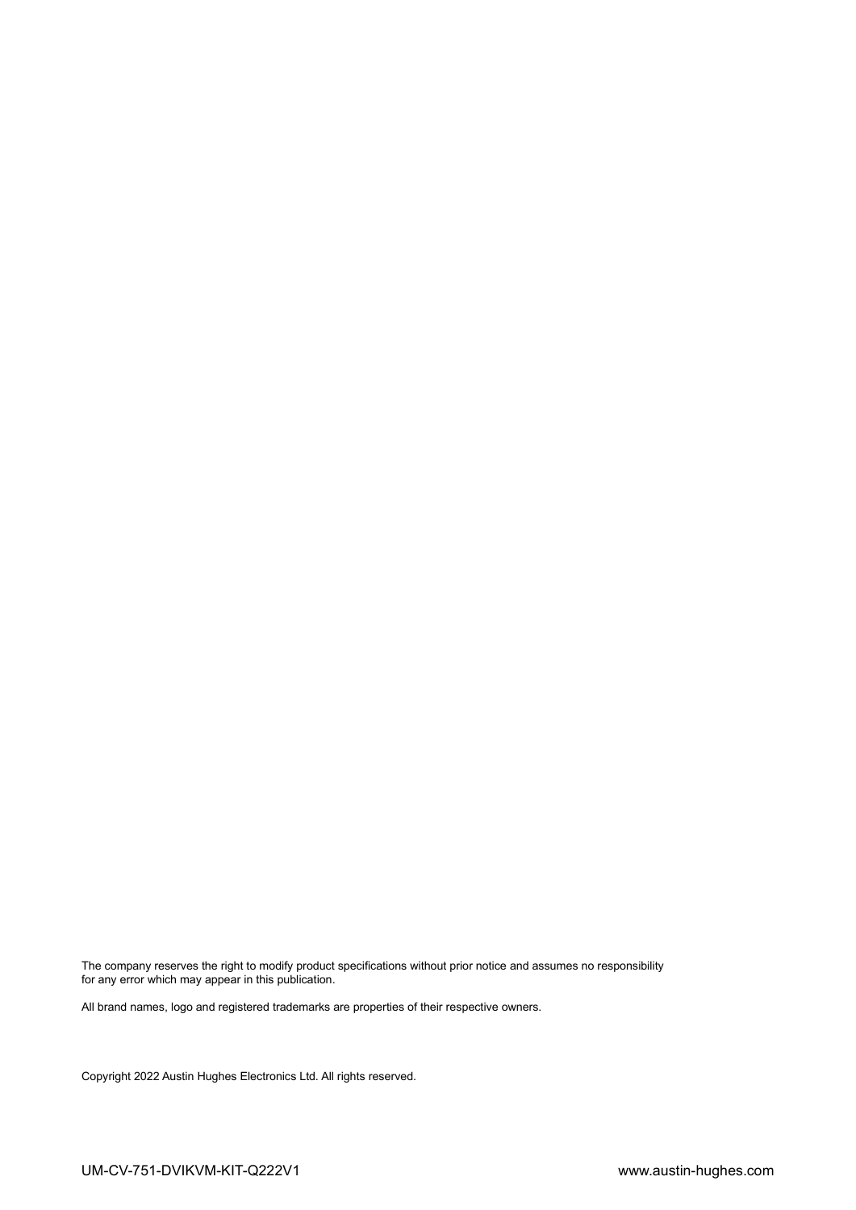The company reserves the right to modify product specifications without prior notice and assumes no responsibility for any error which may appear in this publication.

All brand names, logo and registered trademarks are properties of their respective owners.

Copyright 2022 Austin Hughes Electronics Ltd. All rights reserved.

UM-CV-751-DVIKVM-KIT-Q222V1

www.austin-hughes.com